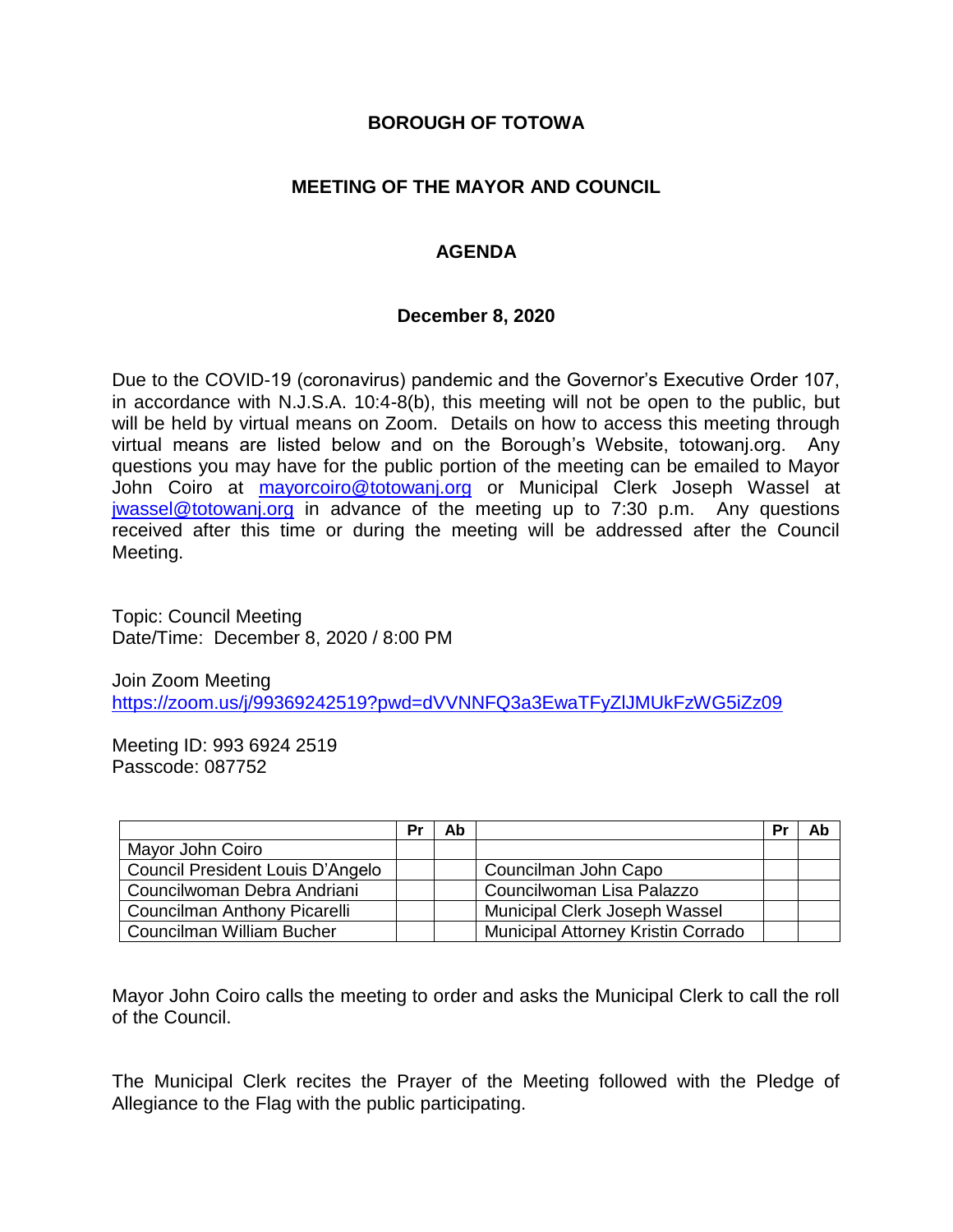# BOROUGH OF TOTOWA

## MEETING OF THE MAYOR AND COUNCIL

## AGENDA

### December 8, 2020

Due to the COVID-19 (coronavirus) pandemic and the Governor's Executive Order 107, in accordance with N.J.S.A. 10:4-8(b), this meeting will not be open to the public, but will be held by virtual means on Zoom. Details on how to access this meeting through virtual means are listed below and on the Borough's Website, totowanj.org. Any questions you may have for the public portion of the meeting can be emailed to Mayor John Coiro at mayorcoiro@totowanj.org or Municipal Clerk Joseph Wassel at jwassel@totowanj.org in advance of the meeting up to 7:30 p.m. Any questions received after this time or during the meeting will be addressed after the Council Meeting.

Topic: Council Meeting
Date/Time: December 8, 2020 / 8:00 PM

Join Zoom Meeting
https://zoom.us/j/99369242519?pwd=dVVNNFQ3a3EwaTFyZlJMUkFzWG5iZz09

Meeting ID: 993 6924 2519
Passcode: 087752

| | Pr | Ab | | Pr | Ab |
|---|---|---|---|---|---|
| Mayor John Coiro | | | | | |
| Council President Louis D'Angelo | | | Councilman John Capo | | |
| Councilwoman Debra Andriani | | | Councilwoman Lisa Palazzo | | |
| Councilman Anthony Picarelli | | | Municipal Clerk Joseph Wassel | | |
| Councilman William Bucher | | | Municipal Attorney Kristin Corrado | | |

Mayor John Coiro calls the meeting to order and asks the Municipal Clerk to call the roll of the Council.

The Municipal Clerk recites the Prayer of the Meeting followed with the Pledge of Allegiance to the Flag with the public participating.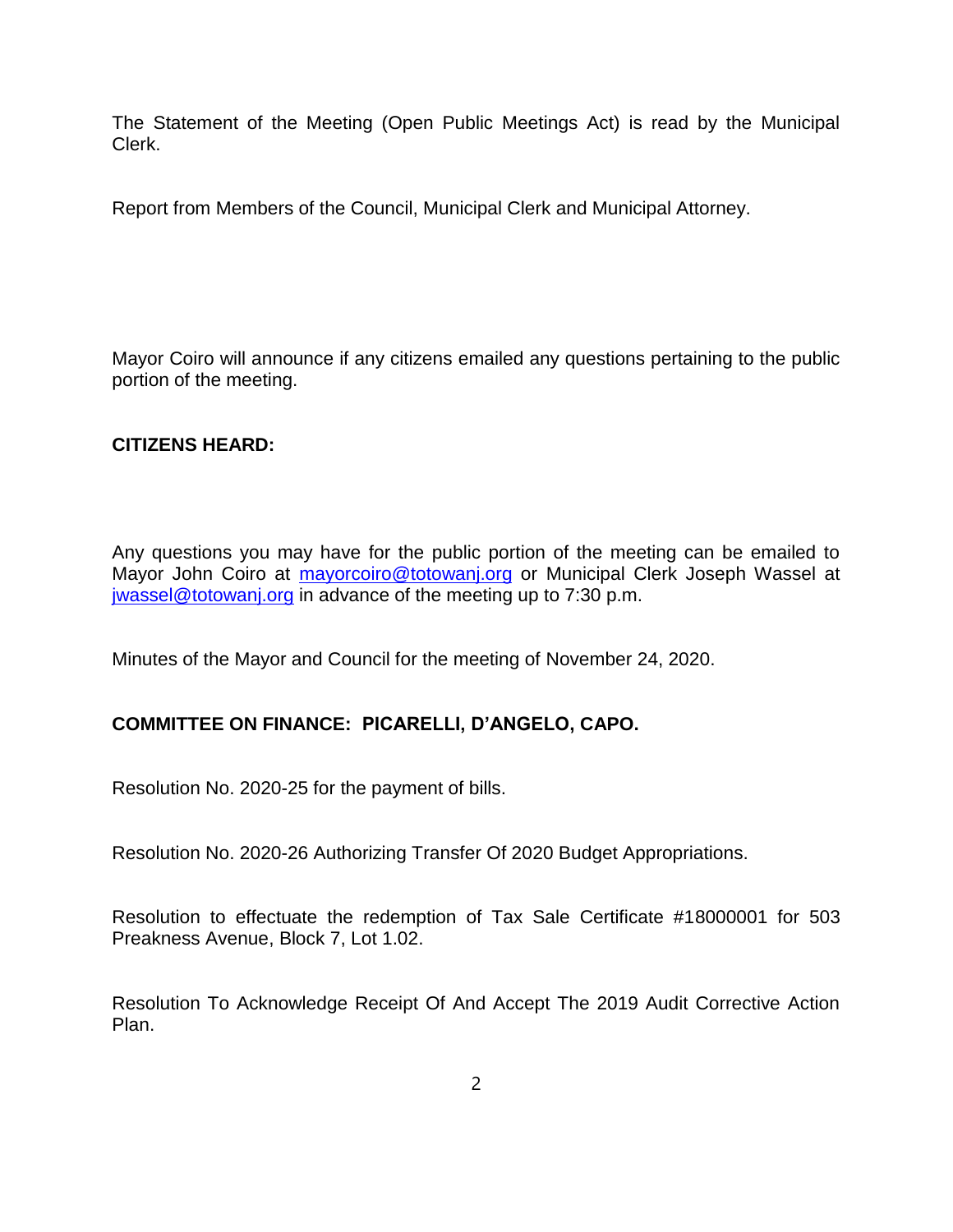The Statement of the Meeting (Open Public Meetings Act) is read by the Municipal Clerk.

Report from Members of the Council, Municipal Clerk and Municipal Attorney.

Mayor Coiro will announce if any citizens emailed any questions pertaining to the public portion of the meeting.

**CITIZENS HEARD:**

Any questions you may have for the public portion of the meeting can be emailed to Mayor John Coiro at [mayorcoiro@totowanj.org](mailto:mayorcoiro@totowanj.org) or Municipal Clerk Joseph Wassel at [jwassel@totowanj.org](mailto:jwassel@totowanj.org) in advance of the meeting up to 7:30 p.m.

Minutes of the Mayor and Council for the meeting of November 24, 2020.

**COMMITTEE ON FINANCE: PICARELLI, D'ANGELO, CAPO.**

Resolution No. 2020-25 for the payment of bills.

Resolution No. 2020-26 Authorizing Transfer Of 2020 Budget Appropriations.

Resolution to effectuate the redemption of Tax Sale Certificate #18000001 for 503 Preakness Avenue, Block 7, Lot 1.02.

Resolution To Acknowledge Receipt Of And Accept The 2019 Audit Corrective Action Plan.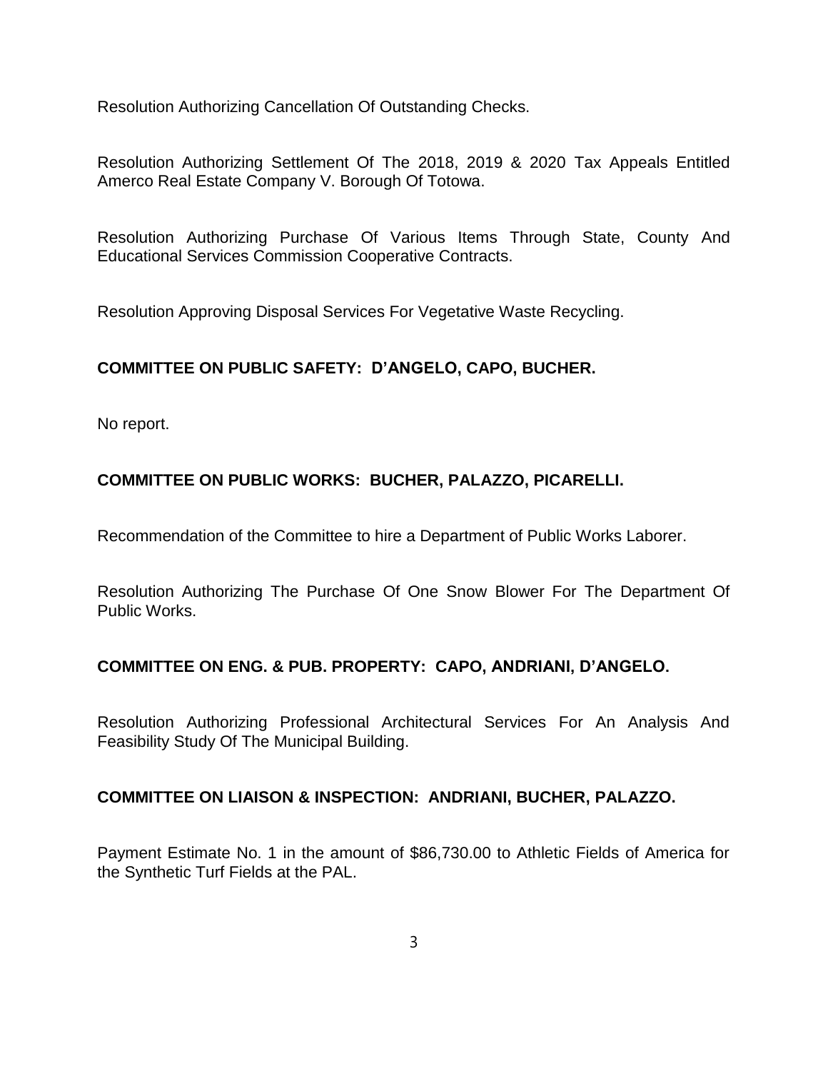Resolution Authorizing Cancellation Of Outstanding Checks.

Resolution Authorizing Settlement Of The 2018, 2019 & 2020 Tax Appeals Entitled Amerco Real Estate Company V. Borough Of Totowa.

Resolution Authorizing Purchase Of Various Items Through State, County And Educational Services Commission Cooperative Contracts.

Resolution Approving Disposal Services For Vegetative Waste Recycling.

**COMMITTEE ON PUBLIC SAFETY: D'ANGELO, CAPO, BUCHER.**

No report.

**COMMITTEE ON PUBLIC WORKS: BUCHER, PALAZZO, PICARELLI.**

Recommendation of the Committee to hire a Department of Public Works Laborer.

Resolution Authorizing The Purchase Of One Snow Blower For The Department Of Public Works.

**COMMITTEE ON ENG. & PUB. PROPERTY: CAPO, ANDRIANI, D'ANGELO.**

Resolution Authorizing Professional Architectural Services For An Analysis And Feasibility Study Of The Municipal Building.

**COMMITTEE ON LIAISON & INSPECTION: ANDRIANI, BUCHER, PALAZZO.**

Payment Estimate No. 1 in the amount of $86,730.00 to Athletic Fields of America for the Synthetic Turf Fields at the PAL.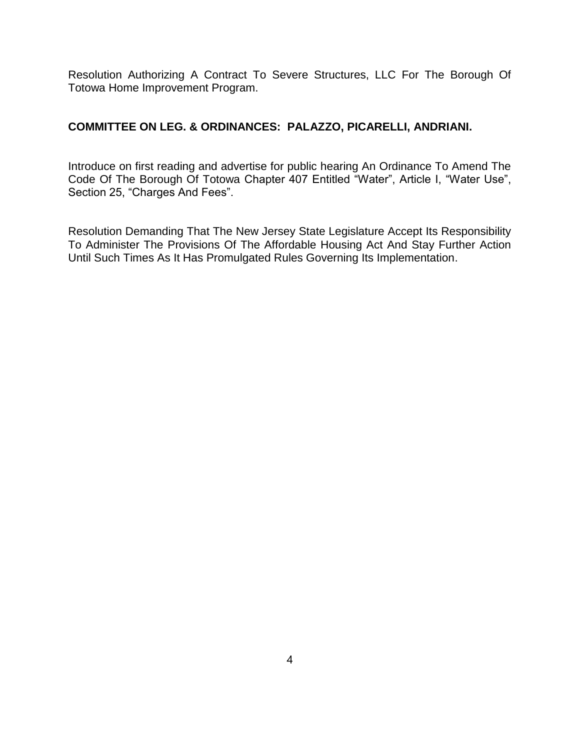Resolution Authorizing A Contract To Severe Structures, LLC For The Borough Of Totowa Home Improvement Program.

**COMMITTEE ON LEG. & ORDINANCES: PALAZZO, PICARELLI, ANDRIANI.**

Introduce on first reading and advertise for public hearing An Ordinance To Amend The Code Of The Borough Of Totowa Chapter 407 Entitled "Water", Article I, "Water Use", Section 25, "Charges And Fees".

Resolution Demanding That The New Jersey State Legislature Accept Its Responsibility To Administer The Provisions Of The Affordable Housing Act And Stay Further Action Until Such Times As It Has Promulgated Rules Governing Its Implementation.